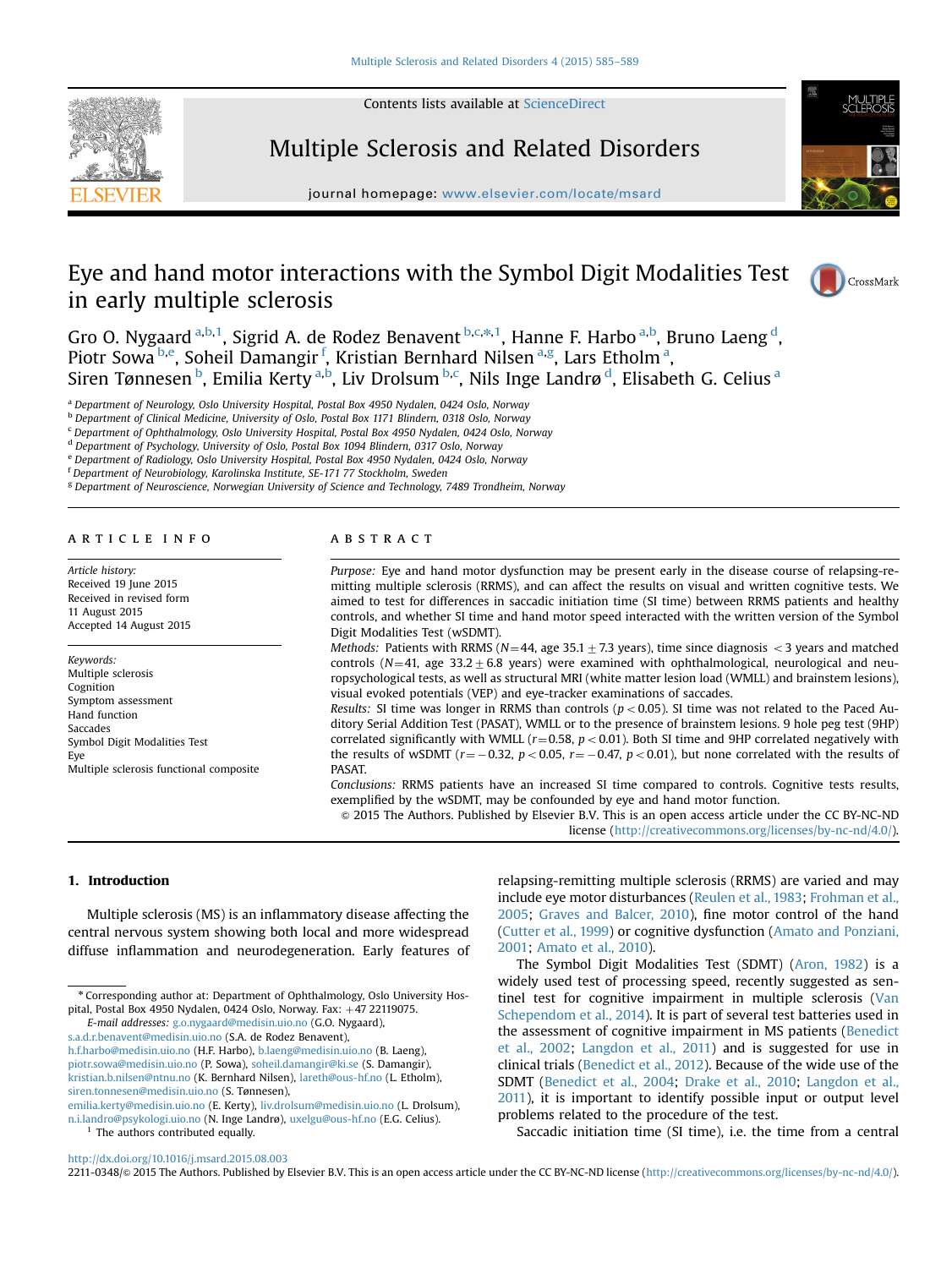# Eye and hand motor interactions with the Symbol Digit Modalities Test in early multiple sclerosis

Gro O. Nygaard [a,b,1], Sigrid A. de Rodez Benavent [b,c,*,1], Hanne F. Harbo [a,b], Bruno Laeng [d], Piotr Sowa [b,e], Soheil Damangir [f], Kristian Bernhard Nilsen [a,g], Lars Etholm [a], Siren Tønnesen [b], Emilia Kerty [a,b], Liv Drolsum [b,c], Nils Inge Landrø [d], Elisabeth G. Celius [a]

[a] Department of Neurology, Oslo University Hospital, Postal Box 4950 Nydalen, 0424 Oslo, Norway
[b] Department of Clinical Medicine, University of Oslo, Postal Box 1171 Blindern, 0318 Oslo, Norway
[c] Department of Ophthalmology, Oslo University Hospital, Postal Box 4950 Nydalen, 0424 Oslo, Norway
[d] Department of Psychology, University of Oslo, Postal Box 1094 Blindern, 0317 Oslo, Norway
[e] Department of Radiology, Oslo University Hospital, Postal Box 4950 Nydalen, 0424 Oslo, Norway
[f] Department of Neurobiology, Karolinska Institute, SE-171 77 Stockholm, Sweden
[g] Department of Neuroscience, Norwegian University of Science and Technology, 7489 Trondheim, Norway

## ARTICLE INFO

*Article history:*
Received 19 June 2015
Received in revised form 11 August 2015
Accepted 14 August 2015

*Keywords:*
Multiple sclerosis
Cognition
Symptom assessment
Hand function
Saccades
Symbol Digit Modalities Test
Eye
Multiple sclerosis functional composite

## ABSTRACT

*Purpose:* Eye and hand motor dysfunction may be present early in the disease course of relapsing-remitting multiple sclerosis (RRMS), and can affect the results on visual and written cognitive tests. We aimed to test for differences in saccadic initiation time (SI time) between RRMS patients and healthy controls, and whether SI time and hand motor speed interacted with the written version of the Symbol Digit Modalities Test (wSDMT).

*Methods:* Patients with RRMS ($N=44$, age $35.1 \pm 7.3$ years), time since diagnosis $<3$ years and matched controls ($N=41$, age $33.2 \pm 6.8$ years) were examined with ophthalmological, neurological and neuropsychological tests, as well as structural MRI (white matter lesion load (WMLL) and brainstem lesions), visual evoked potentials (VEP) and eye-tracker examinations of saccades.

*Results:* SI time was longer in RRMS than controls ($p<0.05$). SI time was not related to the Paced Auditory Serial Addition Test (PASAT), WMLL or to the presence of brainstem lesions. 9 hole peg test (9HP) correlated significantly with WMLL ($r=0.58$, $p<0.01$). Both SI time and 9HP correlated negatively with the results of wSDMT ($r=-0.32$, $p<0.05$, $r=-0.47$, $p<0.01$), but none correlated with the results of PASAT.

*Conclusions:* RRMS patients have an increased SI time compared to controls. Cognitive tests results, exemplified by the wSDMT, may be confounded by eye and hand motor function.

© 2015 The Authors. Published by Elsevier B.V. This is an open access article under the CC BY-NC-ND license (http://creativecommons.org/licenses/by-nc-nd/4.0/).

## 1. Introduction

Multiple sclerosis (MS) is an inflammatory disease affecting the central nervous system showing both local and more widespread diffuse inflammation and neurodegeneration. Early features of relapsing-remitting multiple sclerosis (RRMS) are varied and may include eye motor disturbances (Reulen et al., 1983; Frohman et al., 2005; Graves and Balcer, 2010), fine motor control of the hand (Cutter et al., 1999) or cognitive dysfunction (Amato and Ponziani, 2001; Amato et al., 2010).

The Symbol Digit Modalities Test (SDMT) (Aron, 1982) is a widely used test of processing speed, recently suggested as sentinel test for cognitive impairment in multiple sclerosis (Van Schependom et al., 2014). It is part of several test batteries used in the assessment of cognitive impairment in MS patients (Benedict et al., 2002; Langdon et al., 2011) and is suggested for use in clinical trials (Benedict et al., 2012). Because of the wide use of the SDMT (Benedict et al., 2004; Drake et al., 2010; Langdon et al., 2011), it is important to identify possible input or output level problems related to the procedure of the test.

Saccadic initiation time (SI time), i.e. the time from a central

* Corresponding author at: Department of Ophthalmology, Oslo University Hospital, Postal Box 4950 Nydalen, 0424 Oslo, Norway. Fax: +47 22119075.
*E-mail addresses:* g.o.nygaard@medisin.uio.no (G.O. Nygaard), s.a.d.r.benavent@medisin.uio.no (S.A. de Rodez Benavent), h.f.harbo@medisin.uio.no (H.F. Harbo), b.laeng@medisin.uio.no (B. Laeng), piotr.sowa@medisin.uio.no (P. Sowa), soheil.damangir@ki.se (S. Damangir), kristian.b.nilsen@ntnu.no (K. Bernhard Nilsen), lareth@ous-hf.no (L. Etholm), siren.tonnesen@medisin.uio.no (S. Tønnesen), emilia.kerty@medisin.uio.no (E. Kerty), liv.drolsum@medisin.uio.no (L. Drolsum), n.i.landro@psykologi.uio.no (N. Inge Landrø), uxelgu@ous-hf.no (E.G. Celius).
[1] The authors contributed equally.

http://dx.doi.org/10.1016/j.msard.2015.08.003
2211-0348/© 2015 The Authors. Published by Elsevier B.V. This is an open access article under the CC BY-NC-ND license (http://creativecommons.org/licenses/by-nc-nd/4.0/).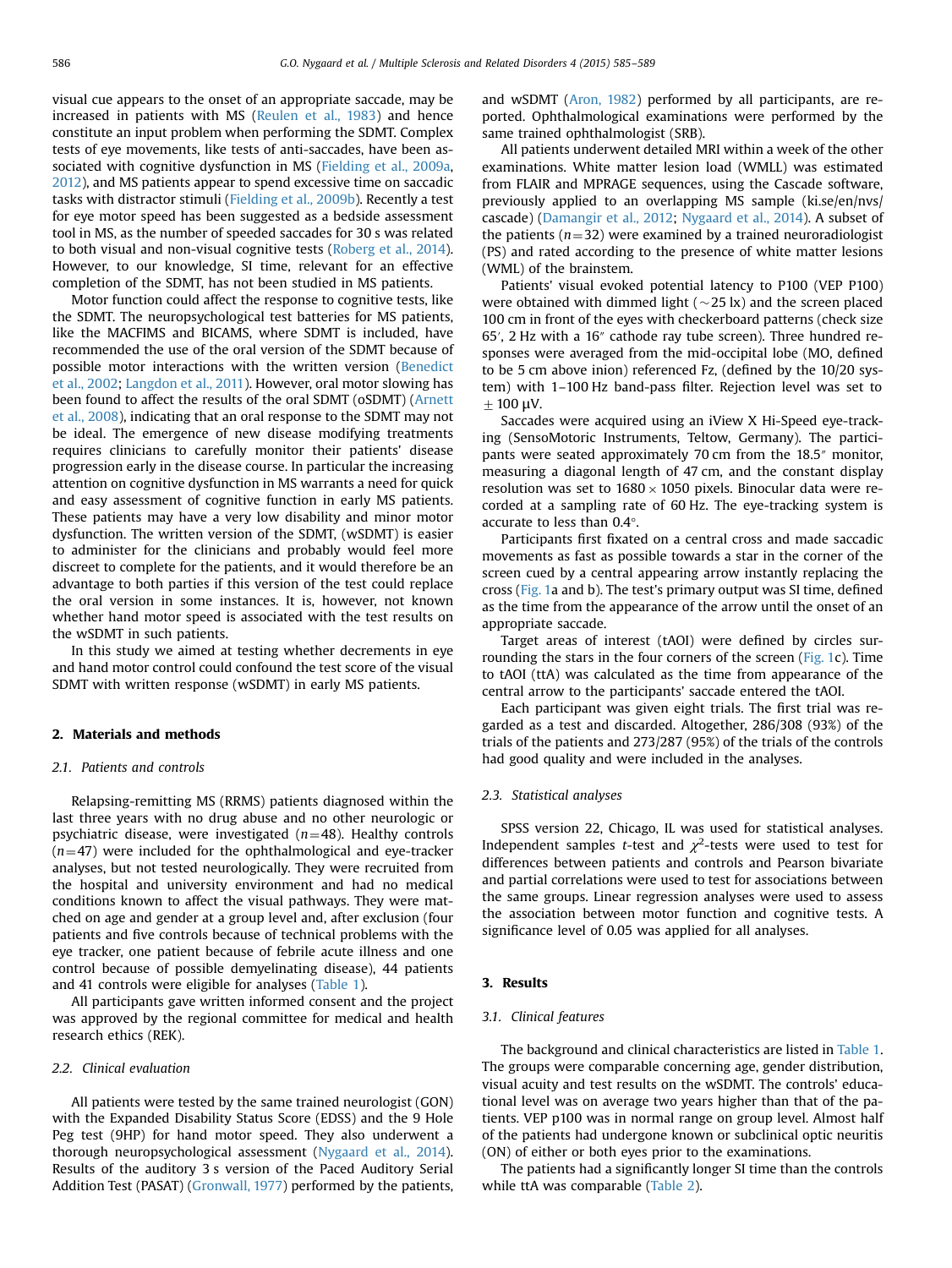visual cue appears to the onset of an appropriate saccade, may be increased in patients with MS (Reulen et al., 1983) and hence constitute an input problem when performing the SDMT. Complex tests of eye movements, like tests of anti-saccades, have been associated with cognitive dysfunction in MS (Fielding et al., 2009a, 2012), and MS patients appear to spend excessive time on saccadic tasks with distractor stimuli (Fielding et al., 2009b). Recently a test for eye motor speed has been suggested as a bedside assessment tool in MS, as the number of speeded saccades for 30 s was related to both visual and non-visual cognitive tests (Roberg et al., 2014). However, to our knowledge, SI time, relevant for an effective completion of the SDMT, has not been studied in MS patients.

Motor function could affect the response to cognitive tests, like the SDMT. The neuropsychological test batteries for MS patients, like the MACFIMS and BICAMS, where SDMT is included, have recommended the use of the oral version of the SDMT because of possible motor interactions with the written version (Benedict et al., 2002; Langdon et al., 2011). However, oral motor slowing has been found to affect the results of the oral SDMT (oSDMT) (Arnett et al., 2008), indicating that an oral response to the SDMT may not be ideal. The emergence of new disease modifying treatments requires clinicians to carefully monitor their patients' disease progression early in the disease course. In particular the increasing attention on cognitive dysfunction in MS warrants a need for quick and easy assessment of cognitive function in early MS patients. These patients may have a very low disability and minor motor dysfunction. The written version of the SDMT, (wSDMT) is easier to administer for the clinicians and probably would feel more discreet to complete for the patients, and it would therefore be an advantage to both parties if this version of the test could replace the oral version in some instances. It is, however, not known whether hand motor speed is associated with the test results on the wSDMT in such patients.

In this study we aimed at testing whether decrements in eye and hand motor control could confound the test score of the visual SDMT with written response (wSDMT) in early MS patients.

## 2. Materials and methods

### 2.1. Patients and controls

Relapsing-remitting MS (RRMS) patients diagnosed within the last three years with no drug abuse and no other neurologic or psychiatric disease, were investigated ($n=48$). Healthy controls ($n=47$) were included for the ophthalmological and eye-tracker analyses, but not tested neurologically. They were recruited from the hospital and university environment and had no medical conditions known to affect the visual pathways. They were matched on age and gender at a group level and, after exclusion (four patients and five controls because of technical problems with the eye tracker, one patient because of febrile acute illness and one control because of possible demyelinating disease), 44 patients and 41 controls were eligible for analyses (Table 1).

All participants gave written informed consent and the project was approved by the regional committee for medical and health research ethics (REK).

### 2.2. Clinical evaluation

All patients were tested by the same trained neurologist (GON) with the Expanded Disability Status Score (EDSS) and the 9 Hole Peg test (9HP) for hand motor speed. They also underwent a thorough neuropsychological assessment (Nygaard et al., 2014). Results of the auditory 3 s version of the Paced Auditory Serial Addition Test (PASAT) (Gronwall, 1977) performed by the patients, and wSDMT (Aron, 1982) performed by all participants, are reported. Ophthalmological examinations were performed by the same trained ophthalmologist (SRB).

All patients underwent detailed MRI within a week of the other examinations. White matter lesion load (WMLL) was estimated from FLAIR and MPRAGE sequences, using the Cascade software, previously applied to an overlapping MS sample (ki.se/en/nvs/cascade) (Damangir et al., 2012; Nygaard et al., 2014). A subset of the patients ($n=32$) were examined by a trained neuroradiologist (PS) and rated according to the presence of white matter lesions (WML) of the brainstem.

Patients' visual evoked potential latency to P100 (VEP P100) were obtained with dimmed light (~25 lx) and the screen placed 100 cm in front of the eyes with checkerboard patterns (check size 65′, 2 Hz with a 16″ cathode ray tube screen). Three hundred responses were averaged from the mid-occipital lobe (MO, defined to be 5 cm above inion) referenced Fz, (defined by the 10/20 system) with 1–100 Hz band-pass filter. Rejection level was set to ± 100 µV.

Saccades were acquired using an iView X Hi-Speed eye-tracking (SensoMotoric Instruments, Teltow, Germany). The participants were seated approximately 70 cm from the 18.5″ monitor, measuring a diagonal length of 47 cm, and the constant display resolution was set to 1680 × 1050 pixels. Binocular data were recorded at a sampling rate of 60 Hz. The eye-tracking system is accurate to less than 0.4°.

Participants first fixated on a central cross and made saccadic movements as fast as possible towards a star in the corner of the screen cued by a central appearing arrow instantly replacing the cross (Fig. 1a and b). The test's primary output was SI time, defined as the time from the appearance of the arrow until the onset of an appropriate saccade.

Target areas of interest (tAOI) were defined by circles surrounding the stars in the four corners of the screen (Fig. 1c). Time to tAOI (ttA) was calculated as the time from appearance of the central arrow to the participants' saccade entered the tAOI.

Each participant was given eight trials. The first trial was regarded as a test and discarded. Altogether, 286/308 (93%) of the trials of the patients and 273/287 (95%) of the trials of the controls had good quality and were included in the analyses.

### 2.3. Statistical analyses

SPSS version 22, Chicago, IL was used for statistical analyses. Independent samples $t$-test and $\chi^2$-tests were used to test for differences between patients and controls and Pearson bivariate and partial correlations were used to test for associations between the same groups. Linear regression analyses were used to assess the association between motor function and cognitive tests. A significance level of 0.05 was applied for all analyses.

## 3. Results

### 3.1. Clinical features

The background and clinical characteristics are listed in Table 1. The groups were comparable concerning age, gender distribution, visual acuity and test results on the wSDMT. The controls' educational level was on average two years higher than that of the patients. VEP p100 was in normal range on group level. Almost half of the patients had undergone known or subclinical optic neuritis (ON) of either or both eyes prior to the examinations.

The patients had a significantly longer SI time than the controls while ttA was comparable (Table 2).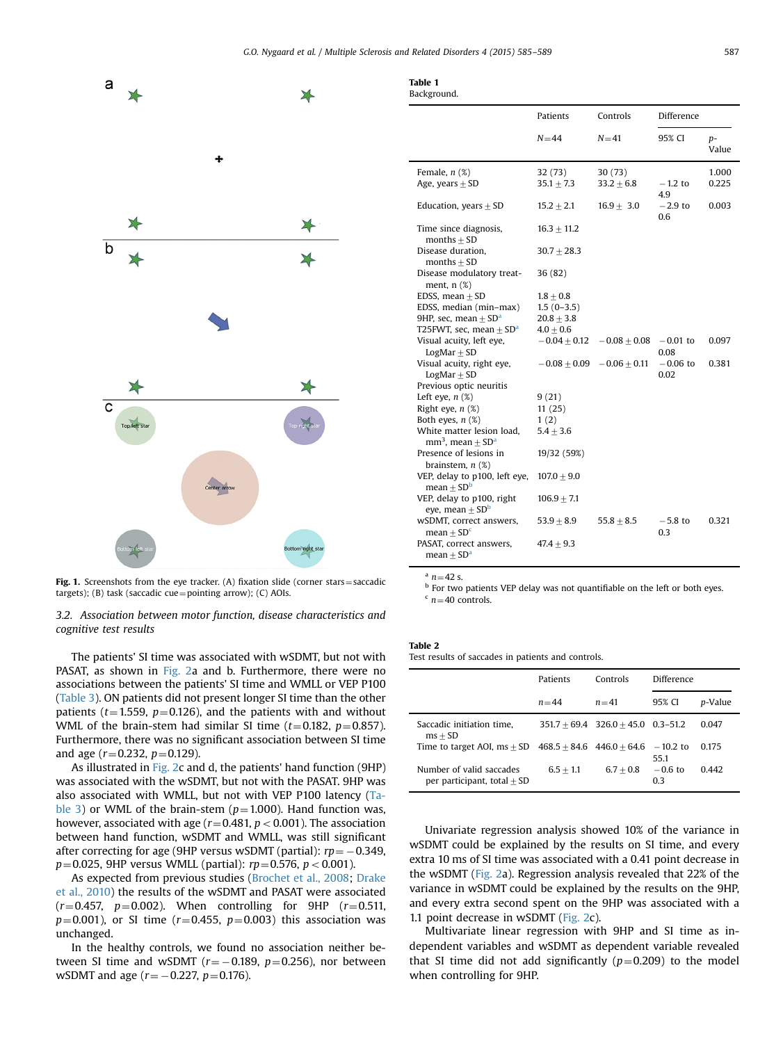Fig. 1. Screenshots from the eye tracker. (A) fixation slide (corner stars = saccadic targets); (B) task (saccadic cue = pointing arrow); (C) AOIs.

### 3.2. Association between motor function, disease characteristics and cognitive test results

The patients' SI time was associated with wSDMT, but not with PASAT, as shown in Fig. 2a and b. Furthermore, there were no associations between the patients' SI time and WMLL or VEP P100 (Table 3). ON patients did not present longer SI time than the other patients ($t = 1.559$, $p = 0.126$), and the patients with and without WML of the brain-stem had similar SI time ($t = 0.182$, $p = 0.857$). Furthermore, there was no significant association between SI time and age ($r = 0.232$, $p = 0.129$).

As illustrated in Fig. 2c and d, the patients' hand function (9HP) was associated with the wSDMT, but not with the PASAT. 9HP was also associated with WMLL, but not with VEP P100 latency (Table 3) or WML of the brain-stem ($p = 1.000$). Hand function was, however, associated with age ($r = 0.481$, $p < 0.001$). The association between hand function, wSDMT and WMLL, was still significant after correcting for age (9HP versus wSDMT (partial): $rp = -0.349$, $p = 0.025$, 9HP versus WMLL (partial): $rp = 0.576$, $p = 0.001$).

As expected from previous studies (Brochet et al., 2008; Drake et al., 2010) the results of the wSDMT and PASAT were associated ($r = 0.457$, $p = 0.002$). When controlling for 9HP ($r = 0.511$, $p = 0.001$), or SI time ($r = 0.455$, $p = 0.003$) this association was unchanged.

In the healthy controls, we found no association neither between SI time and wSDMT ($r = -0.189$, $p = 0.256$), nor between wSDMT and age ($r = -0.227$, $p = 0.176$).

**Table 1**
Background.

| | Patients | Controls | Difference | |
|---|---|---|---|---|
| | N = 44 | N = 41 | 95% CI | p-Value |
| Female, n (%) | 32 (73) | 30 (73) | | 1.000 |
| Age, years ± SD | 35.1 ± 7.3 | 33.2 ± 6.8 | −1.2 to 4.9 | 0.225 |
| Education, years ± SD | 15.2 ± 2.1 | 16.9 ± 3.0 | −2.9 to 0.6 | 0.003 |
| Time since diagnosis, months ± SD | 16.3 ± 11.2 | | | |
| Disease duration, months ± SD | 30.7 ± 28.3 | | | |
| Disease modulatory treatment, n (%) | 36 (82) | | | |
| EDSS, mean ± SD | 1.8 ± 0.8 | | | |
| EDSS, median (min–max) | 1.5 (0–3.5) | | | |
| 9HP, sec, mean ± SD[a] | 20.8 ± 3.8 | | | |
| T25FWT, sec, mean ± SD[a] | 4.0 ± 0.6 | | | |
| Visual acuity, left eye, LogMar ± SD | −0.04 ± 0.12 | −0.08 ± 0.08 | −0.01 to 0.08 | 0.097 |
| Visual acuity, right eye, LogMar ± SD | −0.08 ± 0.09 | −0.06 ± 0.11 | −0.06 to 0.02 | 0.381 |
| Previous optic neuritis | | | | |
| Left eye, n (%) | 9 (21) | | | |
| Right eye, n (%) | 11 (25) | | | |
| Both eyes, n (%) | 1 (2) | | | |
| White matter lesion load, $mm^3$, mean ± SD[a] | 5.4 ± 3.6 | | | |
| Presence of lesions in brainstem, n (%) | 19/32 (59%) | | | |
| VEP, delay to p100, left eye, mean ± SD[b] | 107.0 ± 9.0 | | | |
| VEP, delay to p100, right eye, mean ± SD[b] | 106.9 ± 7.1 | | | |
| wSDMT, correct answers, mean ± SD[c] | 53.9 ± 8.9 | 55.8 ± 8.5 | −5.8 to 0.3 | 0.321 |
| PASAT, correct answers, mean ± SD[a] | 47.4 ± 9.3 | | | |

[a] n = 42 s.
[b] For two patients VEP delay was not quantifiable on the left or both eyes.
[c] n = 40 controls.

**Table 2**
Test results of saccades in patients and controls.

| | Patients | Controls | Difference | |
|---|---|---|---|---|
| | n = 44 | n = 41 | 95% CI | p-Value |
| Saccadic initiation time, ms ± SD | 351.7 ± 69.4 | 326.0 ± 45.0 | 0.3–51.2 | 0.047 |
| Time to target AOI, ms ± SD | 468.5 ± 84.6 | 446.0 ± 64.6 | −10.2 to 55.1 | 0.175 |
| Number of valid saccades per participant, total ± SD | 6.5 ± 1.1 | 6.7 ± 0.8 | −0.6 to 0.3 | 0.442 |

Univariate regression analysis showed 10% of the variance in wSDMT could be explained by the results on SI time, and every extra 10 ms of SI time was associated with a 0.41 point decrease in the wSDMT (Fig. 2a). Regression analysis revealed that 22% of the variance in wSDMT could be explained by the results on the 9HP, and every extra second spent on the 9HP was associated with a 1.1 point decrease in wSDMT (Fig. 2c).

Multivariate linear regression with 9HP and SI time as independent variables and wSDMT as dependent variable revealed that SI time did not add significantly ($p = 0.209$) to the model when controlling for 9HP.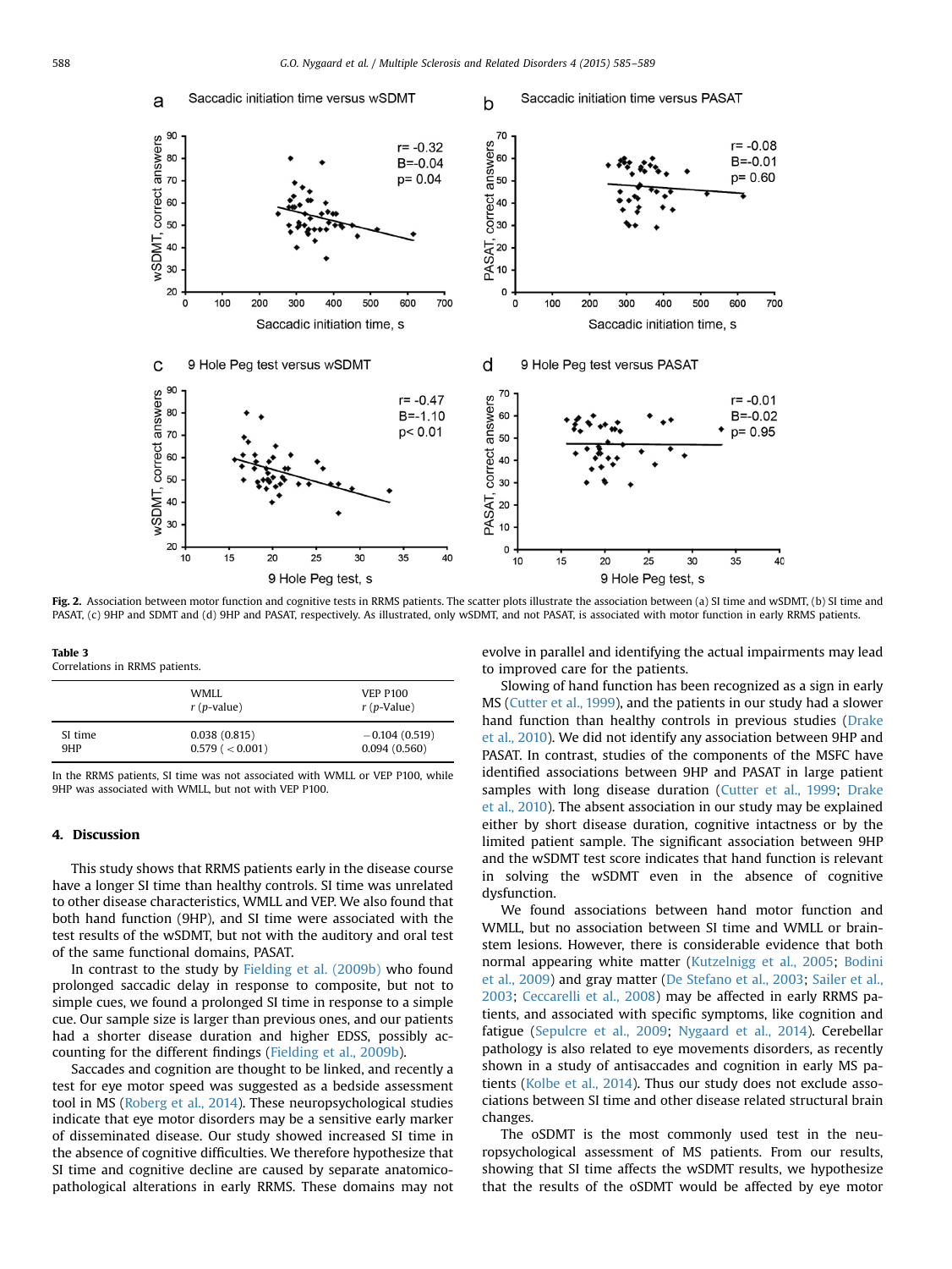Fig. 2. Association between motor function and cognitive tests in RRMS patients. The scatter plots illustrate the association between (a) SI time and wSDMT, (b) SI time and PASAT, (c) 9HP and SDMT and (d) 9HP and PASAT, respectively. As illustrated, only wSDMT, and not PASAT, is associated with motor function in early RRMS patients.

**Table 3**
Correlations in RRMS patients.

| | WMLL $r$ ($p$-value) | VEP P100 $r$ ($p$-Value) |
|---|---|---|
| SI time | 0.038 (0.815) | −0.104 (0.519) |
| 9HP | 0.579 ( < 0.001) | 0.094 (0.560) |

In the RRMS patients, SI time was not associated with WMLL or VEP P100, while 9HP was associated with WMLL, but not with VEP P100.

## 4. Discussion

This study shows that RRMS patients early in the disease course have a longer SI time than healthy controls. SI time was unrelated to other disease characteristics, WMLL and VEP. We also found that both hand function (9HP), and SI time were associated with the test results of the wSDMT, but not with the auditory and oral test of the same functional domains, PASAT.

In contrast to the study by Fielding et al. (2009b) who found prolonged saccadic delay in response to composite, but not to simple cues, we found a prolonged SI time in response to a simple cue. Our sample size is larger than previous ones, and our patients had a shorter disease duration and higher EDSS, possibly accounting for the different findings (Fielding et al., 2009b).

Saccades and cognition are thought to be linked, and recently a test for eye motor speed was suggested as a bedside assessment tool in MS (Roberg et al., 2014). These neuropsychological studies indicate that eye motor disorders may be a sensitive early marker of disseminated disease. Our study showed increased SI time in the absence of cognitive difficulties. We therefore hypothesize that SI time and cognitive decline are caused by separate anatomico-pathological alterations in early RRMS. These domains may not evolve in parallel and identifying the actual impairments may lead to improved care for the patients.

Slowing of hand function has been recognized as a sign in early MS (Cutter et al., 1999), and the patients in our study had a slower hand function than healthy controls in previous studies (Drake et al., 2010). We did not identify any association between 9HP and PASAT. In contrast, studies of the components of the MSFC have identified associations between 9HP and PASAT in large patient samples with long disease duration (Cutter et al., 1999; Drake et al., 2010). The absent association in our study may be explained either by short disease duration, cognitive intactness or by the limited patient sample. The significant association between 9HP and the wSDMT test score indicates that hand function is relevant in solving the wSDMT even in the absence of cognitive dysfunction.

We found associations between hand motor function and WMLL, but no association between SI time and WMLL or brainstem lesions. However, there is considerable evidence that both normal appearing white matter (Kutzelnigg et al., 2005; Bodini et al., 2009) and gray matter (De Stefano et al., 2003; Sailer et al., 2003; Ceccarelli et al., 2008) may be affected in early RRMS patients, and associated with specific symptoms, like cognition and fatigue (Sepulcre et al., 2009; Nygaard et al., 2014). Cerebellar pathology is also related to eye movements disorders, as recently shown in a study of antisaccades and cognition in early MS patients (Kolbe et al., 2014). Thus our study does not exclude associations between SI time and other disease related structural brain changes.

The oSDMT is the most commonly used test in the neuropsychological assessment of MS patients. From our results, showing that SI time affects the wSDMT results, we hypothesize that the results of the oSDMT would be affected by eye motor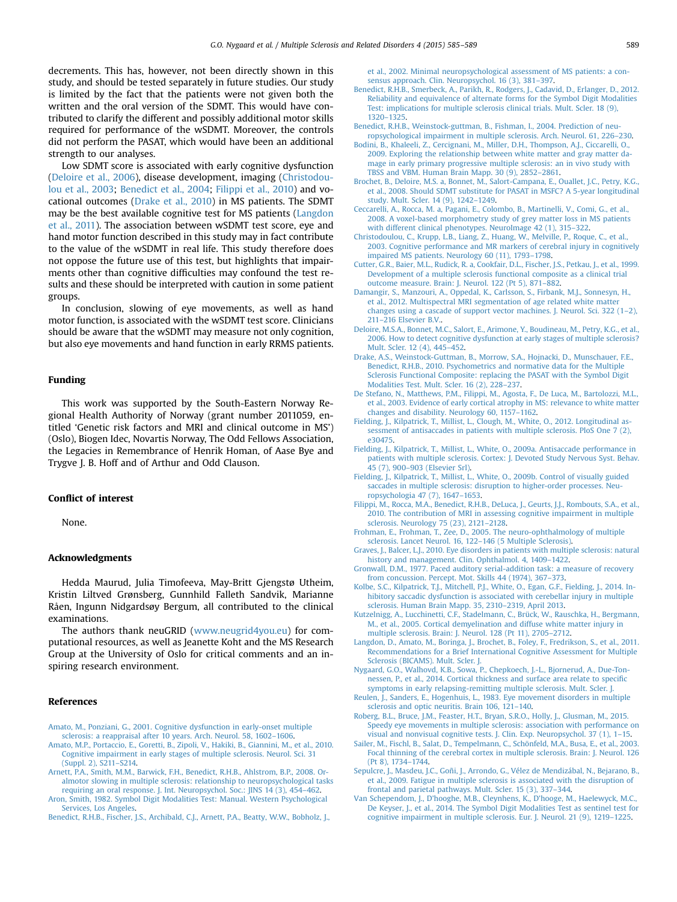decrements. This has, however, not been directly shown in this study, and should be tested separately in future studies. Our study is limited by the fact that the patients were not given both the written and the oral version of the SDMT. This would have contributed to clarify the different and possibly additional motor skills required for performance of the wSDMT. Moreover, the controls did not perform the PASAT, which would have been an additional strength to our analyses.

Low SDMT score is associated with early cognitive dysfunction (Deloire et al., 2006), disease development, imaging (Christodoulou et al., 2003; Benedict et al., 2004; Filippi et al., 2010) and vocational outcomes (Drake et al., 2010) in MS patients. The SDMT may be the best available cognitive test for MS patients (Langdon et al., 2011). The association between wSDMT test score, eye and hand motor function described in this study may in fact contribute to the value of the wSDMT in real life. This study therefore does not oppose the future use of this test, but highlights that impairments other than cognitive difficulties may confound the test results and these should be interpreted with caution in some patient groups.

In conclusion, slowing of eye movements, as well as hand motor function, is associated with the wSDMT test score. Clinicians should be aware that the wSDMT may measure not only cognition, but also eye movements and hand function in early RRMS patients.

## Funding

This work was supported by the South-Eastern Norway Regional Health Authority of Norway (grant number 2011059, entitled 'Genetic risk factors and MRI and clinical outcome in MS') (Oslo), Biogen Idec, Novartis Norway, The Odd Fellows Association, the Legacies in Remembrance of Henrik Homan, of Aase Bye and Trygve J. B. Hoff and of Arthur and Odd Clauson.

## Conflict of interest

None.

## Acknowledgments

Hedda Maurud, Julia Timofeeva, May-Britt Gjengstø Utheim, Kristin Liltved Grønsberg, Gunnhild Falleth Sandvik, Marianne Råen, Ingunn Nidgardsøy Bergum, all contributed to the clinical examinations.

The authors thank neuGRID (www.neugrid4you.eu) for computational resources, as well as Jeanette Koht and the MS Research Group at the University of Oslo for critical comments and an inspiring research environment.

## References

Amato, M., Ponziani, G., 2001. Cognitive dysfunction in early-onset multiple sclerosis: a reappraisal after 10 years. Arch. Neurol. 58, 1602–1606.

Amato, M.P., Portaccio, E., Goretti, B., Zipoli, V., Hakiki, B., Giannini, M., et al., 2010. Cognitive impairment in early stages of multiple sclerosis. Neurol. Sci. 31 (Suppl. 2), S211–S214.

Arnett, P.A., Smith, M.M., Barwick, F.H., Benedict, R.H.B., Ahlstrom, B.P., 2008. Oralmotor slowing in multiple sclerosis: relationship to neuropsychological tasks requiring an oral response. J. Int. Neuropsychol. Soc.: JINS 14 (3), 454–462.

Aron, Smith, 1982. Symbol Digit Modalities Test: Manual. Western Psychological Services, Los Angeles.

Benedict, R.H.B., Fischer, J.S., Archibald, C.J., Arnett, P.A., Beatty, W.W., Bobholz, J., et al., 2002. Minimal neuropsychological assessment of MS patients: a consensus approach. Clin. Neuropsychol. 16 (3), 381–397.

Benedict, R.H.B., Smerbeck, A., Parikh, R., Rodgers, J., Cadavid, D., Erlanger, D., 2012. Reliability and equivalence of alternate forms for the Symbol Digit Modalities Test: implications for multiple sclerosis clinical trials. Mult. Scler. 18 (9), 1320–1325.

Benedict, R.H.B., Weinstock-guttman, B., Fishman, I., 2004. Prediction of neuropsychological impairment in multiple sclerosis. Arch. Neurol. 61, 226–230.

Bodini, B., Khaleeli, Z., Cercignani, M., Miller, D.H., Thompson, A.J., Ciccarelli, O., 2009. Exploring the relationship between white matter and gray matter damage in early primary progressive multiple sclerosis: an in vivo study with TBSS and VBM. Human Brain Mapp. 30 (9), 2852–2861.

Brochet, B., Deloire, M.S. a, Bonnet, M., Salort-Campana, E., Ouallet, J.C., Petry, K.G., et al., 2008. Should SDMT substitute for PASAT in MSFC? A 5-year longitudinal study. Mult. Scler. 14 (9), 1242–1249.

Ceccarelli, A., Rocca, M. a, Pagani, E., Colombo, B., Martinelli, V., Comi, G., et al., 2008. A voxel-based morphometry study of grey matter loss in MS patients with different clinical phenotypes. NeuroImage 42 (1), 315–322.

Christodoulou, C., Krupp, L.B., Liang, Z., Huang, W., Melville, P., Roque, C., et al., 2003. Cognitive performance and MR markers of cerebral injury in cognitively impaired MS patients. Neurology 60 (11), 1793–1798.

Cutter, G.R., Baier, M.L., Rudick, R. a, Cookfair, D.L., Fischer, J.S., Petkau, J., et al., 1999. Development of a multiple sclerosis functional composite as a clinical trial outcome measure. Brain: J. Neurol. 122 (Pt 5), 871–882.

Damangir, S., Manzouri, A., Oppedal, K., Carlsson, S., Firbank, M.J., Sonnesyn, H., et al., 2012. Multispectral MRI segmentation of age related white matter changes using a cascade of support vector machines. J. Neurol. Sci. 322 (1–2), 211–216 Elsevier B.V..

Deloire, M.S.A., Bonnet, M.C., Salort, E., Arimone, Y., Boudineau, M., Petry, K.G., et al., 2006. How to detect cognitive dysfunction at early stages of multiple sclerosis? Mult. Scler. 12 (4), 445–452.

Drake, A.S., Weinstock-Guttman, B., Morrow, S.A., Hojnacki, D., Munschauer, F.E., Benedict, R.H.B., 2010. Psychometrics and normative data for the Multiple Sclerosis Functional Composite: replacing the PASAT with the Symbol Digit Modalities Test. Mult. Scler. 16 (2), 228–237.

De Stefano, N., Matthews, P.M., Filippi, M., Agosta, F., De Luca, M., Bartolozzi, M.L., et al., 2003. Evidence of early cortical atrophy in MS: relevance to white matter changes and disability. Neurology 60, 1157–1162.

Fielding, J., Kilpatrick, T., Millist, L., Clough, M., White, O., 2012. Longitudinal assessment of antisaccades in patients with multiple sclerosis. PloS One 7 (2), e30475.

Fielding, J., Kilpatrick, T., Millist, L., White, O., 2009a. Antisaccade performance in patients with multiple sclerosis. Cortex: J. Devoted Study Nervous Syst. Behav. 45 (7), 900–903 (Elsevier Srl).

Fielding, J., Kilpatrick, T., Millist, L., White, O., 2009b. Control of visually guided saccades in multiple sclerosis: disruption to higher-order processes. Neuropsychologia 47 (7), 1647–1653.

Filippi, M., Rocca, M.A., Benedict, R.H.B., DeLuca, J., Geurts, J.J., Rombouts, S.A., et al., 2010. The contribution of MRI in assessing cognitive impairment in multiple sclerosis. Neurology 75 (23), 2121–2128.

Frohman, E., Frohman, T., Zee, D., 2005. The neuro-ophthalmology of multiple sclerosis. Lancet Neurol. 16, 122–146 (5 Multiple Sclerosis).

Graves, J., Balcer, L.J., 2010. Eye disorders in patients with multiple sclerosis: natural history and management. Clin. Ophthalmol. 4, 1409–1422.

Gronwall, D.M., 1977. Paced auditory serial-addition task: a measure of recovery from concussion. Percept. Mot. Skills 44 (1974), 367–373.

Kolbe, S.C., Kilpatrick, T.J., Mitchell, P.J., White, O., Egan, G.F., Fielding, J., 2014. Inhibitory saccadic dysfunction is associated with cerebellar injury in multiple sclerosis. Human Brain Mapp. 35, 2310–2319, April 2013.

Kutzelnigg, A., Lucchinetti, C.F., Stadelmann, C., Brück, W., Rauschka, H., Bergmann, M., et al., 2005. Cortical demyelination and diffuse white matter injury in multiple sclerosis. Brain: J. Neurol. 128 (Pt 11), 2705–2712.

Langdon, D., Amato, M., Boringa, J., Brochet, B., Foley, F., Fredrikson, S., et al., 2011. Recommendations for a Brief International Cognitive Assessment for Multiple Sclerosis (BICAMS). Mult. Scler. J.

Nygaard, G.O., Walhovd, K.B., Sowa, P., Chepkoech, J.-L., Bjornerud, A., Due-Tonnessen, P., et al., 2014. Cortical thickness and surface area relate to specific symptoms in early relapsing-remitting multiple sclerosis. Mult. Scler. J.

Reulen, J., Sanders, E., Hogenhuis, L., 1983. Eye movement disorders in multiple sclerosis and optic neuritis. Brain 106, 121–140.

Roberg, B.L., Bruce, J.M., Feaster, H.T., Bryan, S.R.O., Holly, J., Glusman, M., 2015. Speedy eye movements in multiple sclerosis: association with performance on visual and nonvisual cognitive tests. J. Clin. Exp. Neuropsychol. 37 (1), 1–15.

Sailer, M., Fischl, B., Salat, D., Tempelmann, C., Schönfeld, M.A., Busa, E., et al., 2003. Focal thinning of the cerebral cortex in multiple sclerosis. Brain: J. Neurol. 126 (Pt 8), 1734–1744.

Sepulcre, J., Masdeu, J.C., Goñi, J., Arrondo, G., Vélez de Mendizábal, N., Bejarano, B., et al., 2009. Fatigue in multiple sclerosis is associated with the disruption of frontal and parietal pathways. Mult. Scler. 15 (3), 337–344.

Van Schependom, J., D'hooghe, M.B., Cleynhens, K., D'hooge, M., Haelewyck, M.C., De Keyser, J., et al., 2014. The Symbol Digit Modalities Test as sentinel test for cognitive impairment in multiple sclerosis. Eur. J. Neurol. 21 (9), 1219–1225.